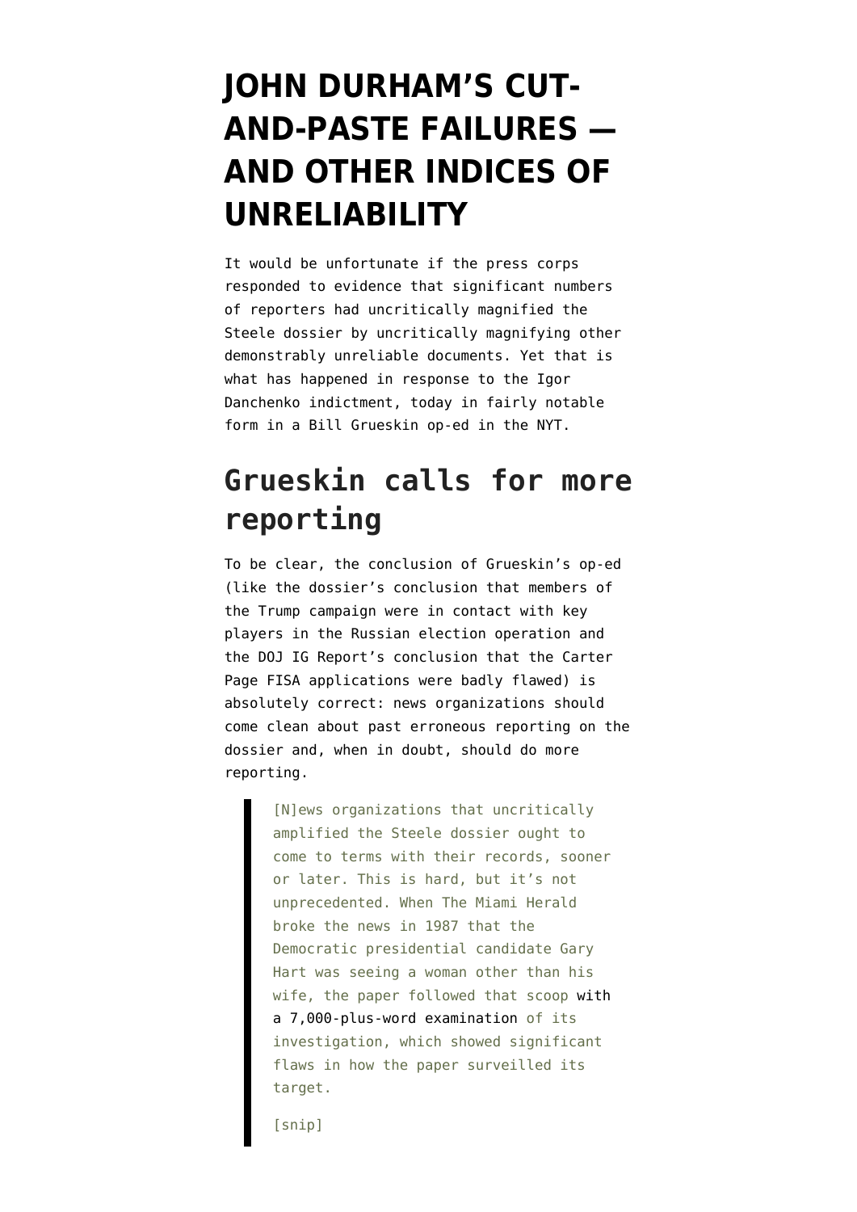# JOHN DURHAM'S CUT-AND-PASTE FAILURES — AND OTHER INDICES OF UNRELIABILITY

It would be unfortunate if the press corps responded to evidence that significant numbers of reporters had uncritically magnified the Steele dossier by uncritically magnifying other demonstrably unreliable documents. Yet that is what has happened in response to the Igor Danchenko indictment, today in fairly notable form in a Bill Grueskin op-ed in the NYT.

## Grueskin calls for more reporting

To be clear, the conclusion of Grueskin's op-ed (like the dossier's conclusion that members of the Trump campaign were in contact with key players in the Russian election operation and the DOJ IG Report's conclusion that the Carter Page FISA applications were badly flawed) is absolutely correct: news organizations should come clean about past erroneous reporting on the dossier and, when in doubt, should do more reporting.

> [N]ews organizations that uncritically amplified the Steele dossier ought to come to terms with their records, sooner or later. This is hard, but it's not unprecedented. When The Miami Herald broke the news in 1987 that the Democratic presidential candidate Gary Hart was seeing a woman other than his wife, the paper followed that scoop with a 7,000-plus-word examination of its investigation, which showed significant flaws in how the paper surveilled its target.
>
> [snip]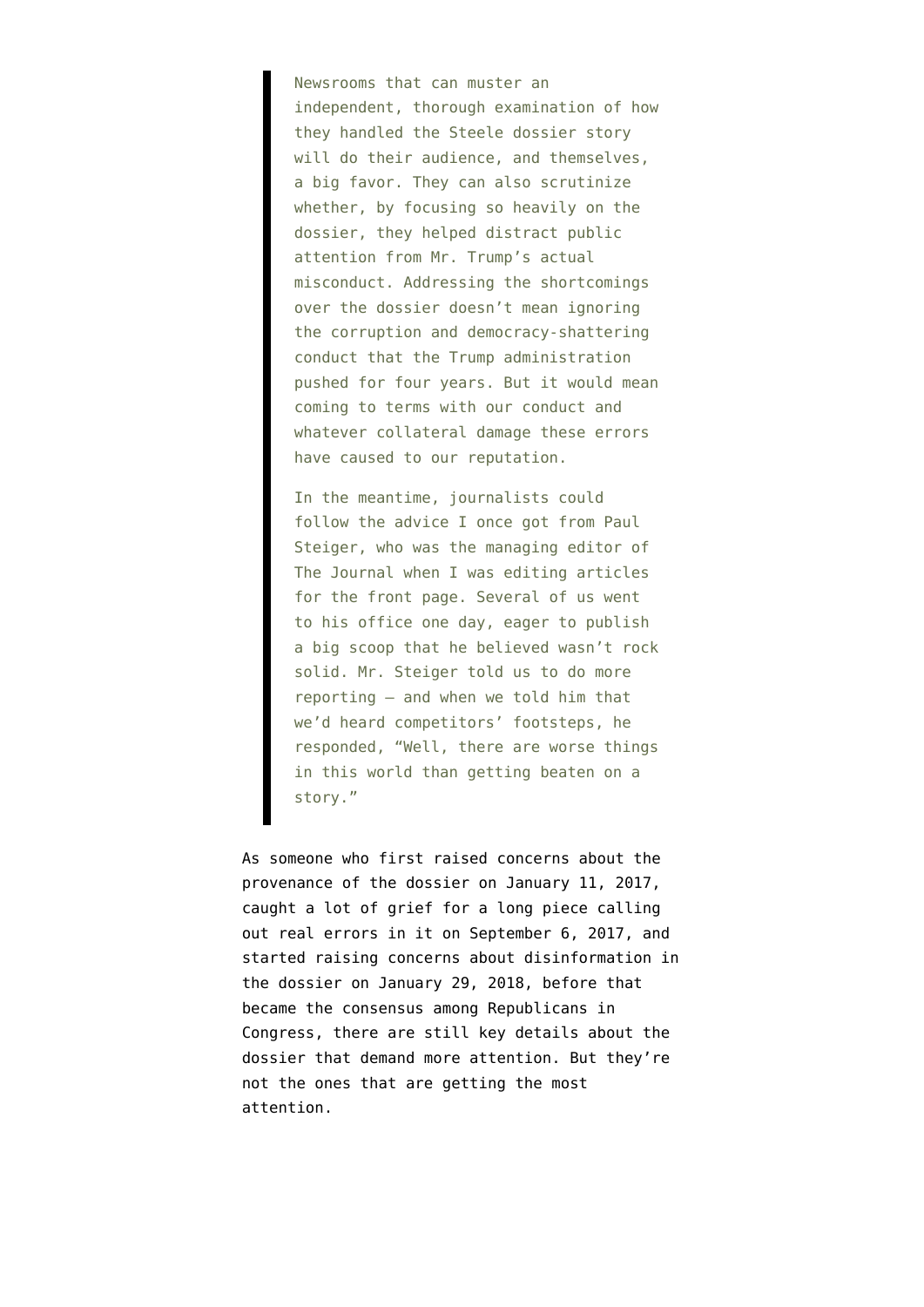> Newsrooms that can muster an independent, thorough examination of how they handled the Steele dossier story will do their audience, and themselves, a big favor. They can also scrutinize whether, by focusing so heavily on the dossier, they helped distract public attention from Mr. Trump's actual misconduct. Addressing the shortcomings over the dossier doesn't mean ignoring the corruption and democracy-shattering conduct that the Trump administration pushed for four years. But it would mean coming to terms with our conduct and whatever collateral damage these errors have caused to our reputation.
>
> In the meantime, journalists could follow the advice I once got from Paul Steiger, who was the managing editor of The Journal when I was editing articles for the front page. Several of us went to his office one day, eager to publish a big scoop that he believed wasn't rock solid. Mr. Steiger told us to do more reporting — and when we told him that we'd heard competitors' footsteps, he responded, "Well, there are worse things in this world than getting beaten on a story."

As someone who first raised concerns about the provenance of the dossier on January 11, 2017, caught a lot of grief for a long piece calling out real errors in it on September 6, 2017, and started raising concerns about disinformation in the dossier on January 29, 2018, before that became the consensus among Republicans in Congress, there are still key details about the dossier that demand more attention. But they're not the ones that are getting the most attention.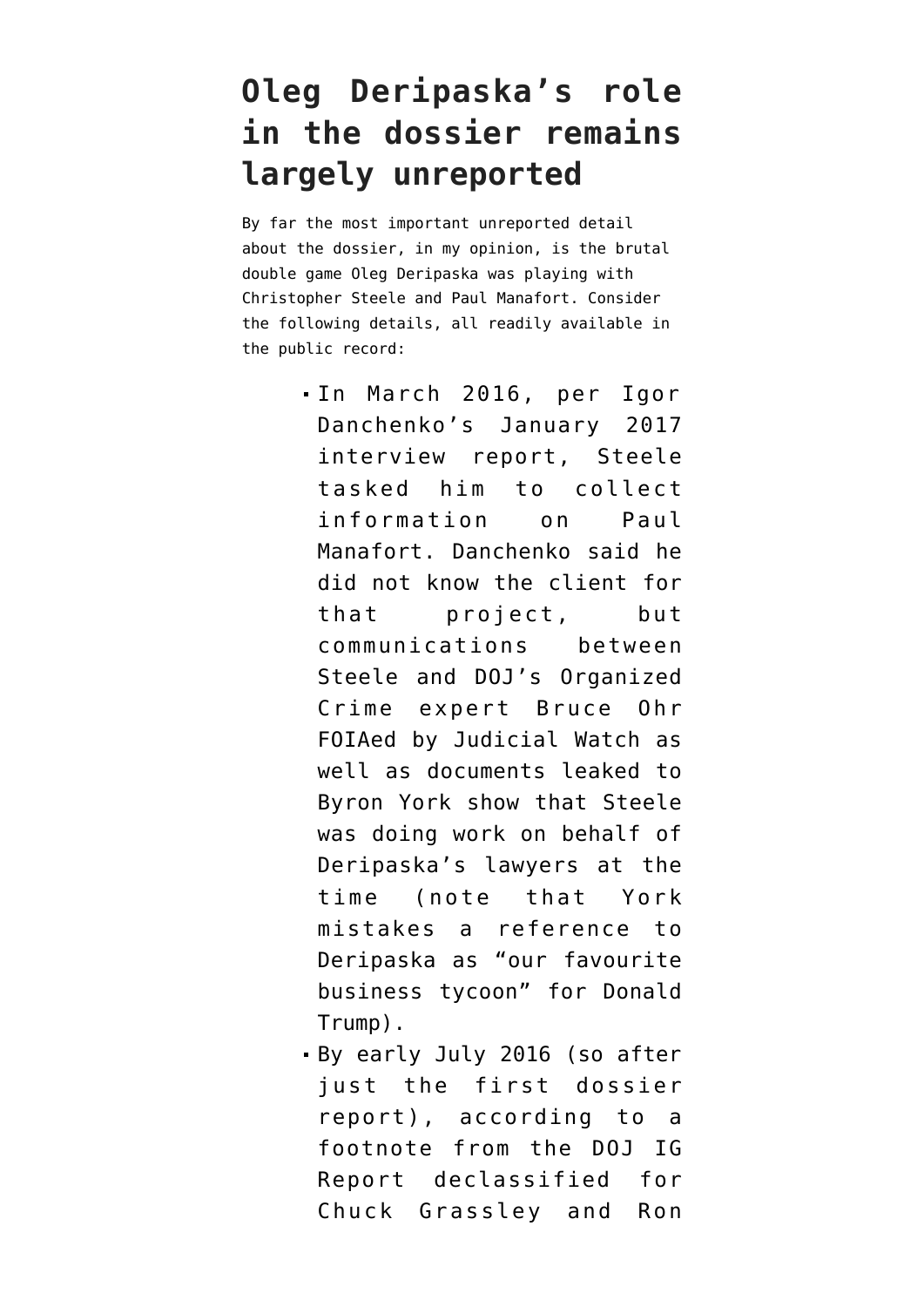# Oleg Deripaska's role in the dossier remains largely unreported

By far the most important unreported detail about the dossier, in my opinion, is the brutal double game Oleg Deripaska was playing with Christopher Steele and Paul Manafort. Consider the following details, all readily available in the public record:

- In March 2016, per Igor Danchenko's January 2017 interview report, Steele tasked him to collect information on Paul Manafort. Danchenko said he did not know the client for that project, but communications between Steele and DOJ's Organized Crime expert Bruce Ohr FOIAed by Judicial Watch as well as documents leaked to Byron York show that Steele was doing work on behalf of Deripaska's lawyers at the time (note that York mistakes a reference to Deripaska as "our favourite business tycoon" for Donald Trump).
- By early July 2016 (so after just the first dossier report), according to a footnote from the DOJ IG Report declassified for Chuck Grassley and Ron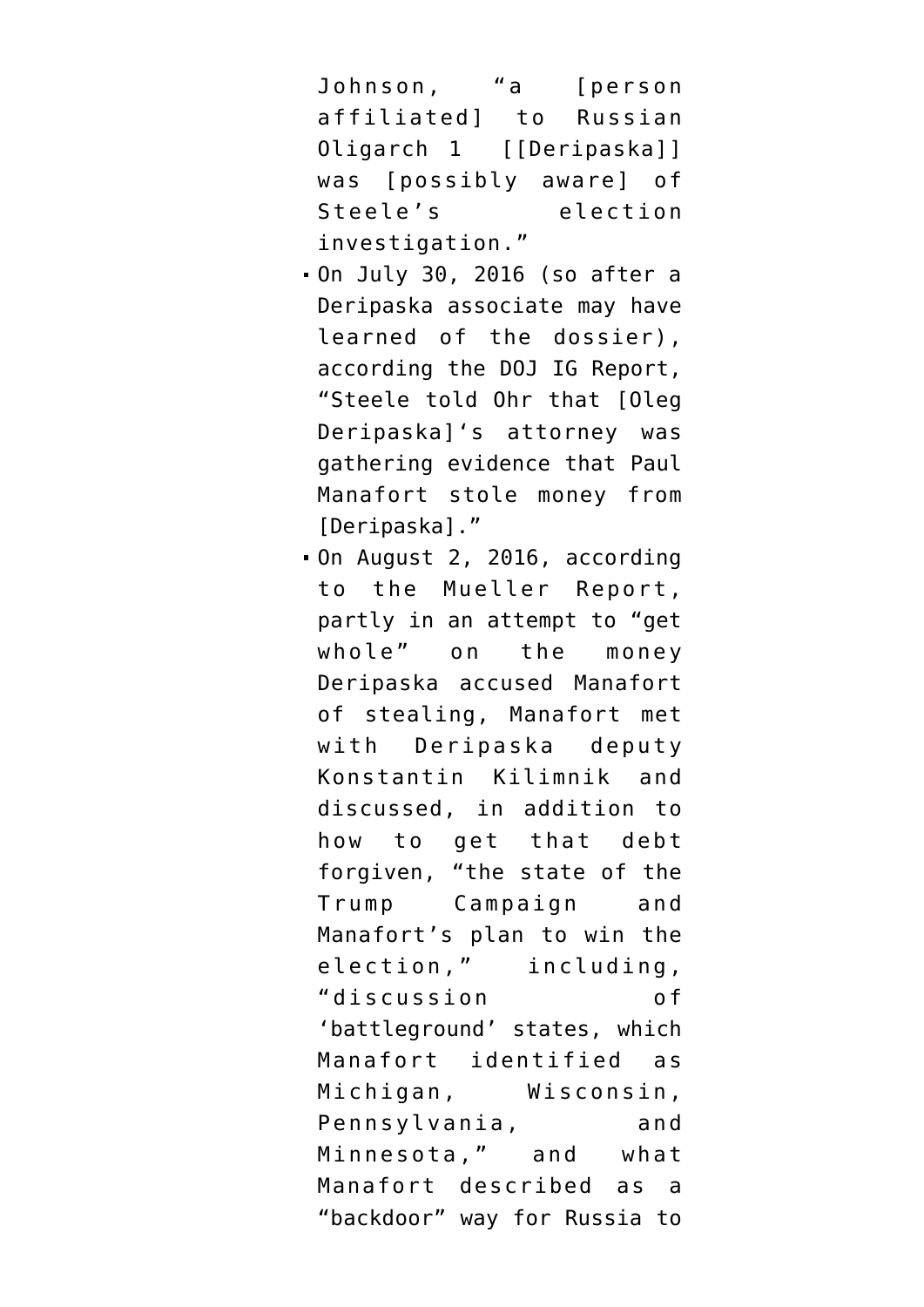Johnson, "a [person affiliated] to Russian Oligarch 1 [[Deripaska]] was [possibly aware] of Steele's election investigation."

- On July 30, 2016 (so after a Deripaska associate may have learned of the dossier), according the DOJ IG Report, "Steele told Ohr that [Oleg Deripaska]'s attorney was gathering evidence that Paul Manafort stole money from [Deripaska]."
- On August 2, 2016, according to the Mueller Report, partly in an attempt to "get whole" on the money Deripaska accused Manafort of stealing, Manafort met with Deripaska deputy Konstantin Kilimnik and discussed, in addition to how to get that debt forgiven, "the state of the Trump Campaign and Manafort's plan to win the election," including, "discussion of 'battleground' states, which Manafort identified as Michigan, Wisconsin, Pennsylvania, and Minnesota," and what Manafort described as a "backdoor" way for Russia to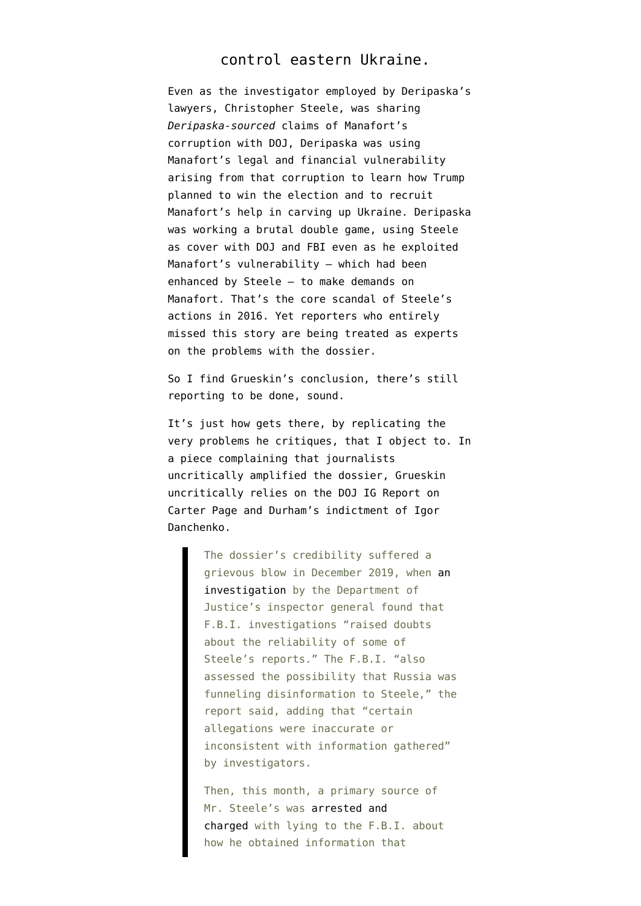control eastern Ukraine.

Even as the investigator employed by Deripaska's lawyers, Christopher Steele, was sharing *Deripaska-sourced* claims of Manafort's corruption with DOJ, Deripaska was using Manafort's legal and financial vulnerability arising from that corruption to learn how Trump planned to win the election and to recruit Manafort's help in carving up Ukraine. Deripaska was working a brutal double game, using Steele as cover with DOJ and FBI even as he exploited Manafort's vulnerability — which had been enhanced by Steele — to make demands on Manafort. That's the core scandal of Steele's actions in 2016. Yet reporters who entirely missed this story are being treated as experts on the problems with the dossier.

So I find Grueskin's conclusion, there's still reporting to be done, sound.

It's just how gets there, by replicating the very problems he critiques, that I object to. In a piece complaining that journalists uncritically amplified the dossier, Grueskin uncritically relies on the DOJ IG Report on Carter Page and Durham's indictment of Igor Danchenko.

> The dossier's credibility suffered a grievous blow in December 2019, when an investigation by the Department of Justice's inspector general found that F.B.I. investigations "raised doubts about the reliability of some of Steele's reports." The F.B.I. "also assessed the possibility that Russia was funneling disinformation to Steele," the report said, adding that "certain allegations were inaccurate or inconsistent with information gathered" by investigators.
>
> Then, this month, a primary source of Mr. Steele's was arrested and charged with lying to the F.B.I. about how he obtained information that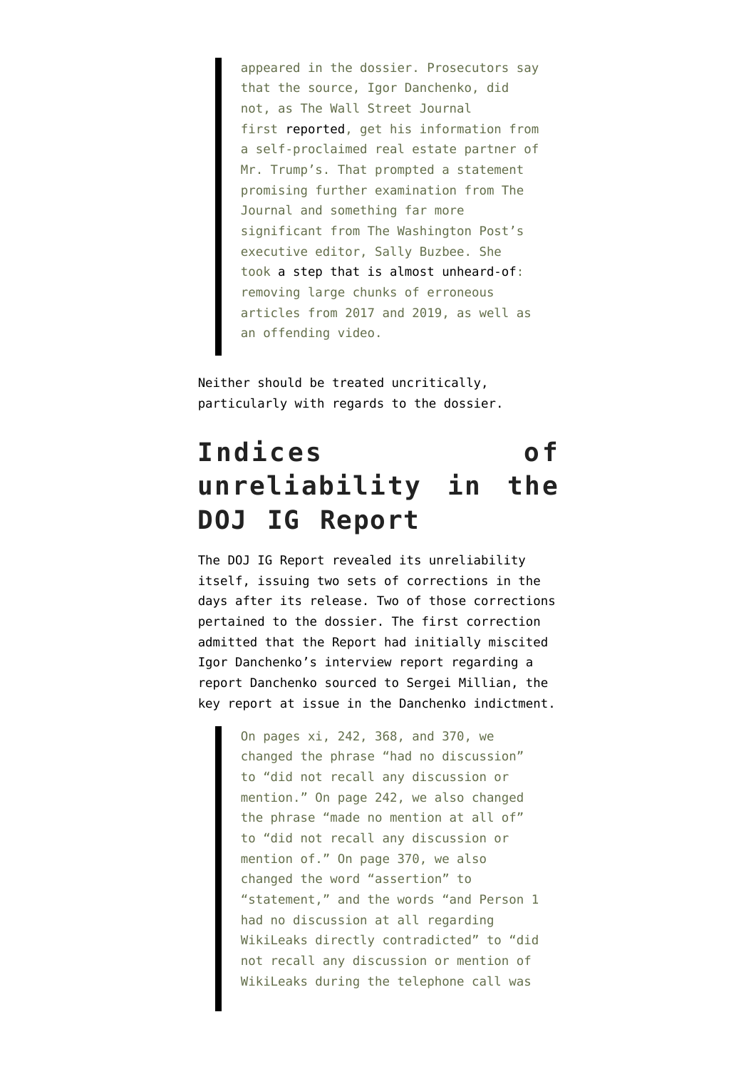> appeared in the dossier. Prosecutors say that the source, Igor Danchenko, did not, as The Wall Street Journal first reported, get his information from a self-proclaimed real estate partner of Mr. Trump's. That prompted a statement promising further examination from The Journal and something far more significant from The Washington Post's executive editor, Sally Buzbee. She took a step that is almost unheard-of: removing large chunks of erroneous articles from 2017 and 2019, as well as an offending video.

Neither should be treated uncritically, particularly with regards to the dossier.

## Indices of unreliability in the DOJ IG Report

The DOJ IG Report revealed its unreliability itself, issuing two sets of corrections in the days after its release. Two of those corrections pertained to the dossier. The first correction admitted that the Report had initially miscited Igor Danchenko's interview report regarding a report Danchenko sourced to Sergei Millian, the key report at issue in the Danchenko indictment.

> On pages xi, 242, 368, and 370, we changed the phrase "had no discussion" to "did not recall any discussion or mention." On page 242, we also changed the phrase "made no mention at all of" to "did not recall any discussion or mention of." On page 370, we also changed the word "assertion" to "statement," and the words "and Person 1 had no discussion at all regarding WikiLeaks directly contradicted" to "did not recall any discussion or mention of WikiLeaks during the telephone call was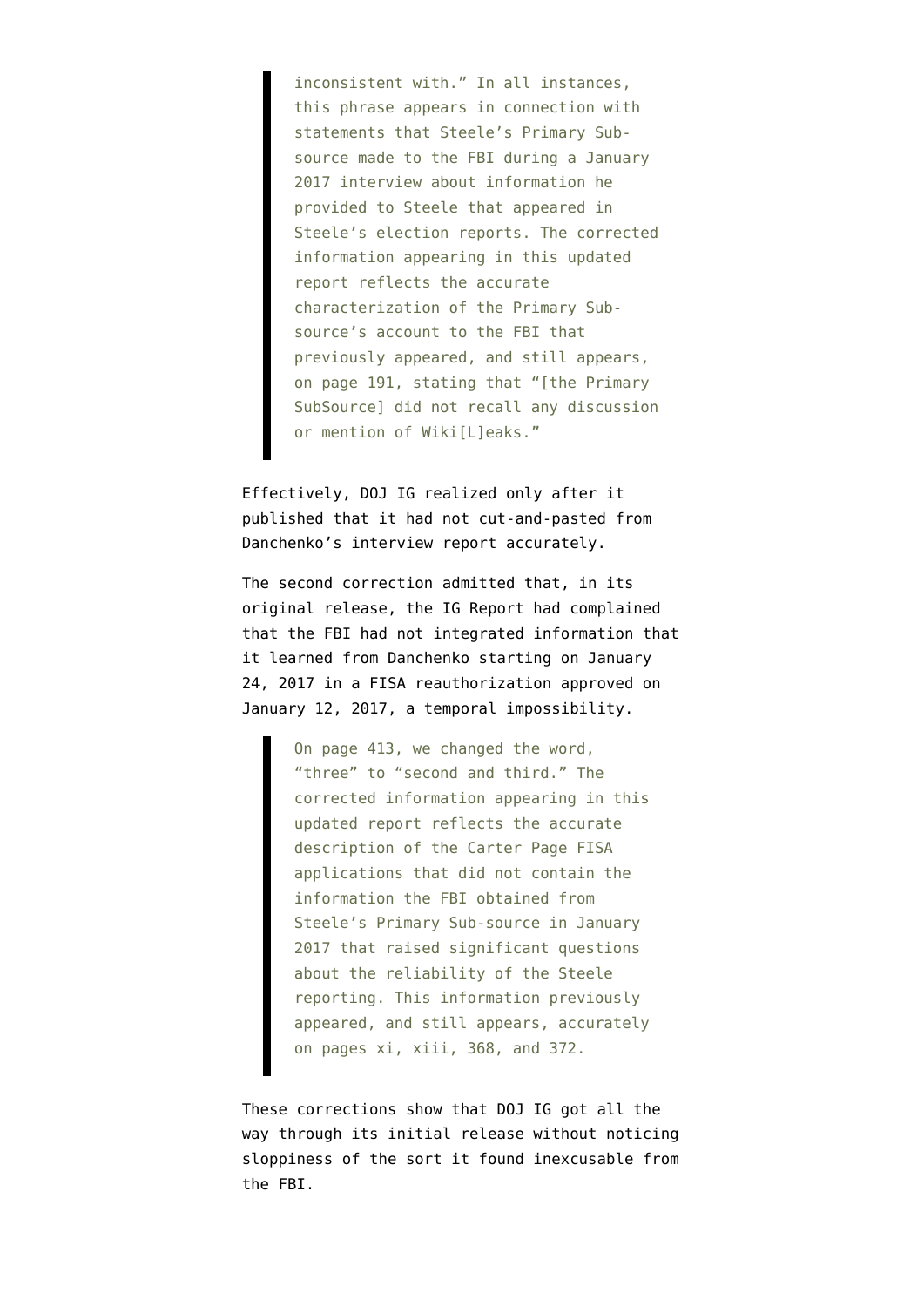> inconsistent with." In all instances, this phrase appears in connection with statements that Steele's Primary Sub-source made to the FBI during a January 2017 interview about information he provided to Steele that appeared in Steele's election reports. The corrected information appearing in this updated report reflects the accurate characterization of the Primary Sub-source's account to the FBI that previously appeared, and still appears, on page 191, stating that "[the Primary SubSource] did not recall any discussion or mention of Wiki[L]eaks."

Effectively, DOJ IG realized only after it published that it had not cut-and-pasted from Danchenko's interview report accurately.

The second correction admitted that, in its original release, the IG Report had complained that the FBI had not integrated information that it learned from Danchenko starting on January 24, 2017 in a FISA reauthorization approved on January 12, 2017, a temporal impossibility.

> On page 413, we changed the word, "three" to "second and third." The corrected information appearing in this updated report reflects the accurate description of the Carter Page FISA applications that did not contain the information the FBI obtained from Steele's Primary Sub-source in January 2017 that raised significant questions about the reliability of the Steele reporting. This information previously appeared, and still appears, accurately on pages xi, xiii, 368, and 372.

These corrections show that DOJ IG got all the way through its initial release without noticing sloppiness of the sort it found inexcusable from the FBI.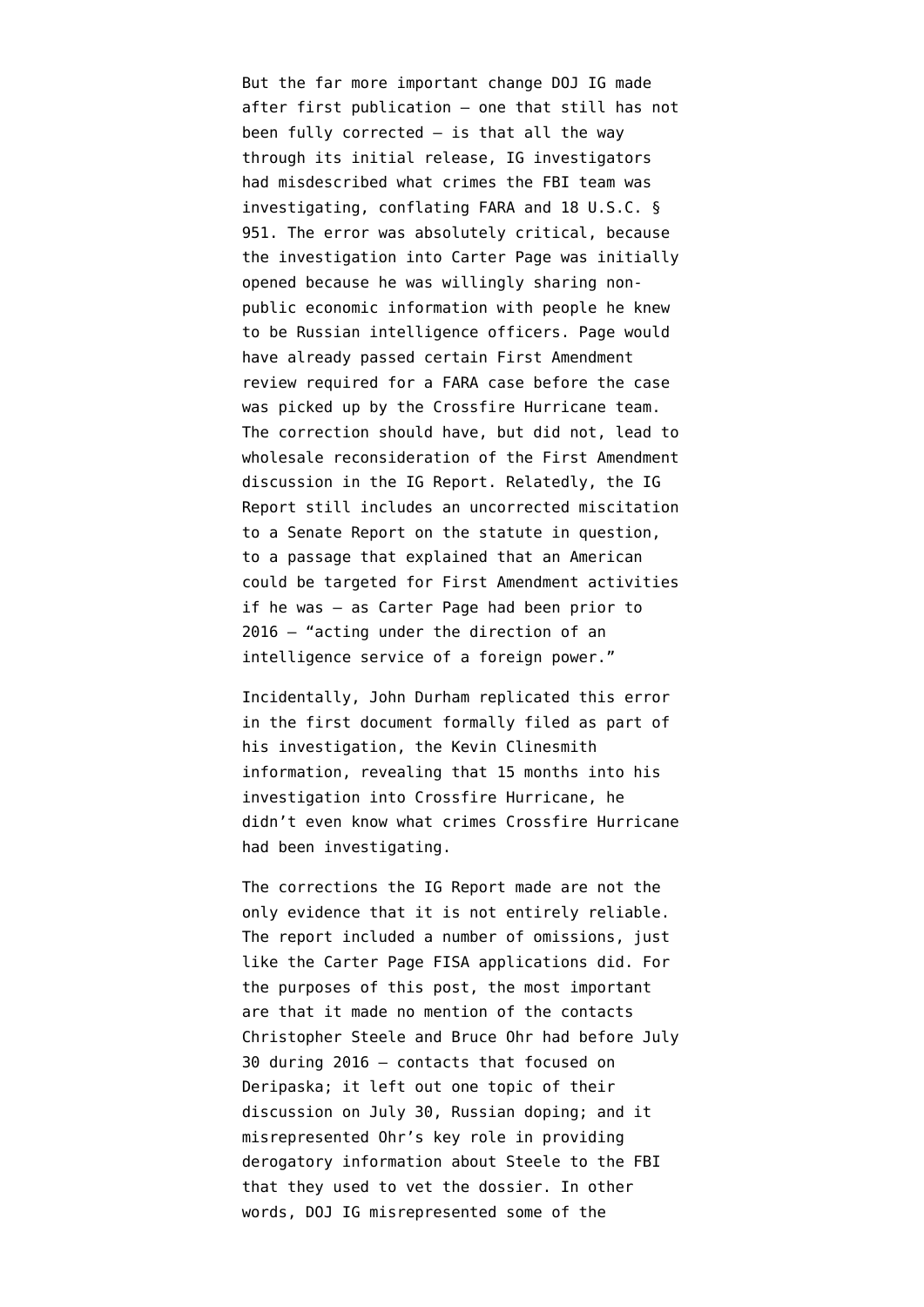But the far more important change DOJ IG made after first publication — one that still has not been fully corrected — is that all the way through its initial release, IG investigators had misdescribed what crimes the FBI team was investigating, conflating FARA and 18 U.S.C. § 951. The error was absolutely critical, because the investigation into Carter Page was initially opened because he was willingly sharing non-public economic information with people he knew to be Russian intelligence officers. Page would have already passed certain First Amendment review required for a FARA case before the case was picked up by the Crossfire Hurricane team. The correction should have, but did not, lead to wholesale reconsideration of the First Amendment discussion in the IG Report. Relatedly, the IG Report still includes an uncorrected miscitation to a Senate Report on the statute in question, to a passage that explained that an American could be targeted for First Amendment activities if he was — as Carter Page had been prior to 2016 — "acting under the direction of an intelligence service of a foreign power."

Incidentally, John Durham replicated this error in the first document formally filed as part of his investigation, the Kevin Clinesmith information, revealing that 15 months into his investigation into Crossfire Hurricane, he didn't even know what crimes Crossfire Hurricane had been investigating.

The corrections the IG Report made are not the only evidence that it is not entirely reliable. The report included a number of omissions, just like the Carter Page FISA applications did. For the purposes of this post, the most important are that it made no mention of the contacts Christopher Steele and Bruce Ohr had before July 30 during 2016 — contacts that focused on Deripaska; it left out one topic of their discussion on July 30, Russian doping; and it misrepresented Ohr's key role in providing derogatory information about Steele to the FBI that they used to vet the dossier. In other words, DOJ IG misrepresented some of the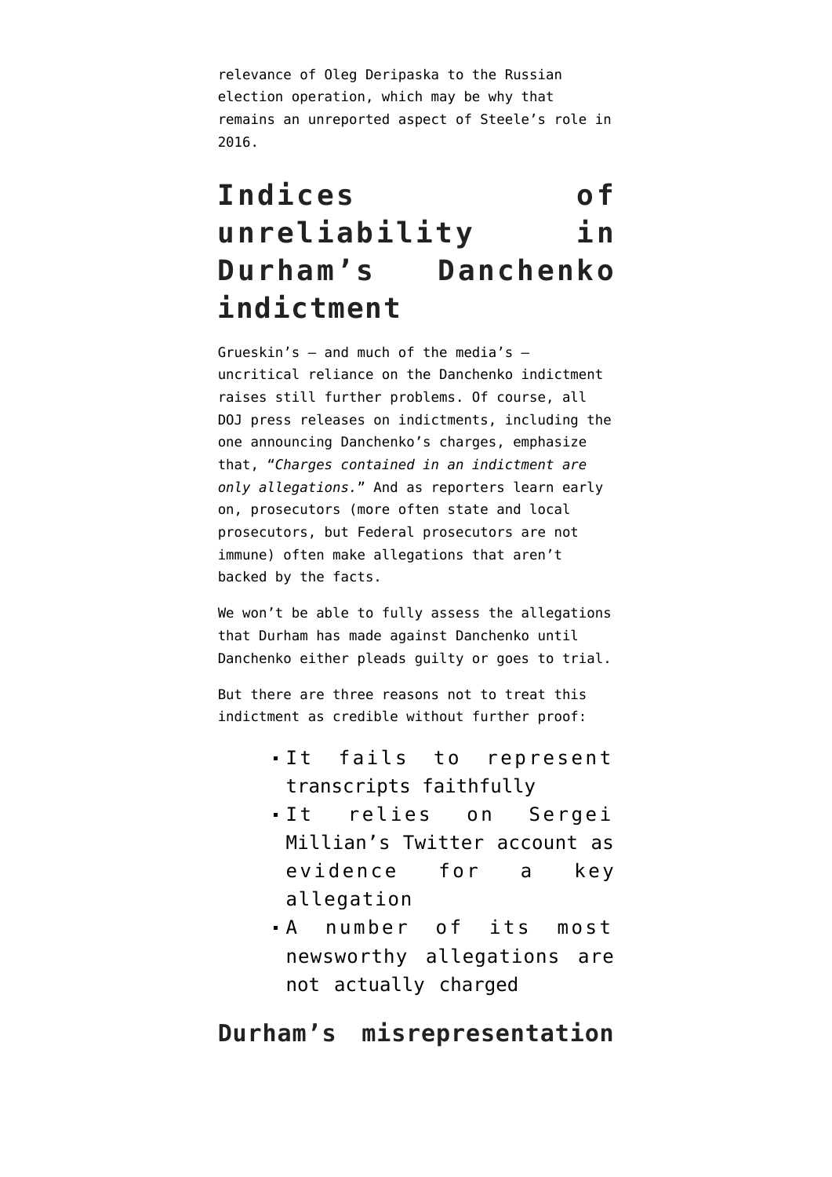relevance of Oleg Deripaska to the Russian election operation, which may be why that remains an unreported aspect of Steele's role in 2016.

## Indices of unreliability in Durham's Danchenko indictment

Grueskin's — and much of the media's — uncritical reliance on the Danchenko indictment raises still further problems. Of course, all DOJ press releases on indictments, including the one announcing Danchenko's charges, emphasize that, "*Charges contained in an indictment are only allegations.*" And as reporters learn early on, prosecutors (more often state and local prosecutors, but Federal prosecutors are not immune) often make allegations that aren't backed by the facts.

We won't be able to fully assess the allegations that Durham has made against Danchenko until Danchenko either pleads guilty or goes to trial.

But there are three reasons not to treat this indictment as credible without further proof:

- It fails to represent transcripts faithfully
- It relies on Sergei Millian's Twitter account as evidence for a key allegation
- A number of its most newsworthy allegations are not actually charged

### Durham's misrepresentation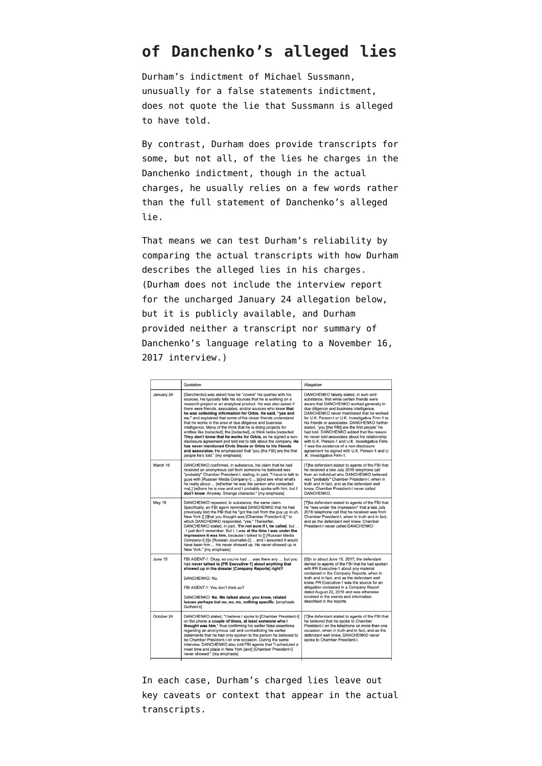## of Danchenko's alleged lies

Durham's indictment of Michael Sussmann, unusually for a false statements indictment, does not quote the lie that Sussmann is alleged to have told.

By contrast, Durham does provide transcripts for some, but not all, of the lies he charges in the Danchenko indictment, though in the actual charges, he usually relies on a few words rather than the full statement of Danchenko's alleged lie.

That means we can test Durham's reliability by comparing the actual transcripts with how Durham describes the alleged lies in his charges. (Durham does not include the interview report for the uncharged January 24 allegation below, but it is publicly available, and Durham provided neither a transcript nor summary of Danchenko's language relating to a November 16, 2017 interview.)

| | Quotation | Allegation |
|---|---|---|
| January 24 | [Danchenko] was asked how he "covers" his queries with his sources. He typically tells his sources that he is working on a research project or an analytical product. He was also asked if there were friends, associates, and/or sources who knew **that he was collecting information for Orbis. He said, "yes and no,"** and explained that some of his closer friends understand that he works in the area of due diligence and business intelligence. Many of the think that he is doing projects for entities like [redacted], the [redacted], or think tanks [redacted. **They don't know that he works for Orbis,** as he signed a non-disclosure agreement and told not to talk about the company. **He has never mentioned Chris Steele or Orbis to his friends and associates.** He emphasized that "you [the FBI] are the first people he's told." [my emphasis] | DANCHENKO falsely stated, in sum and substance, that while certain friends were aware that DANCHENKO worked generally in due diligence and business intelligence, DANCHENKO never mentioned that he worked for U.K. Person-I or U.K. Investigative Firm-1 to his friends or associates. DANCHENKO further stated, "you [the FBI] are the first people" he had told. DANCHENKO added that the reason he never told associates about his relationship with U.K. Person-1 and U.K. Investigative Firm-1 was the existence of a non-disclosure agreement he signed with U.K. Person-1 and U .K. Investigative Firm-1. |
| March 16 | DANCHENKO confirmed, in substance, his claim that he had received an anonymous call from someone he believed was "probably" Chamber President-I, stating, in part, **"I have to talk to guys with [Russian Media Company-I] ... [a]nd see what what's he really about ... [w]hether he was the person who contacted me[,] [w]here he is now and and I probably spoke with him, but I don't know**. Anyway. Strange character." [my emphasis] | [T]he defendant stated to agents of the FBI that he received a late July 2016 telephone call from an individual who DANCHENKO believed was "probably" Chamber President-I, when in truth and in fact, and as the defendant well knew, Chamber President-I never called DANCHENKO. |
| May 18 | DANCHENKO repeated, in substance, the same claim. Specifically, an FBI agent reminded DANCHENKO that he had previously told the FBI that he "got the call from the guy up in uh, New York [] [t]hat you thought was [Chamber President-I]," to which DANCHENKO responded, "yes." Thereafter, DANCHENKO stated, in part, **"I'm not sure if I, he called**, but . . . I just don't remember. But I, I was **at the time I was under the impression it was him**, because I talked to [] [Russian Media Company-I] [t]o [Russian Journalist-2]. .. and I assumed it would have been him ... He never showed up. He never showed up in New York." [my emphasis] | [T]he defendant stated to agents of the FBI that he "was under the impression" that a late July 2016 telephone call that he received was from Chamber President-I, when in truth and in fact, and as the defendant well knew, Chamber President-I never called DANCHENKO |
| June 15 | FBI AGENT-1: Okay, so you've had ... was there any ... but you had **never talked to [PR Executive-1] about anything that showed up in the dossier [Company Reports] right?**<br><br>DANCHENKO: No.<br><br>FBI AGENT-1: You don't think so?<br><br>DANCHENKO: **No. We talked about, you know, related issues perhaps but no, no, no, nothing specific.** [emphasis Durham's] | [O]n or about June 15, 2017, the defendant denied to agents of the FBI that he had spoken with PR Executive-1 about any material contained in the Company Reports, when in truth and in fact, and as the defendant well knew, PR Executive-1 was the source for an allegation contained in a Company Report dated August 22, 2016 and was otherwise involved in the events and information described in the reports. |
| October 24 | DANCHENKO stated, "I believe I spoke to [Chamber President-I] on the phone **a couple of times, at least someone who I thought was him**," thus confirming his earlier false assertions regarding an anonymous call and contradicting his earlier statements that he had only spoken to the person he believed to be Chamber President-I on one occasion. During the same interview, DANCHENKO also told FBI agents that "I scheduled a meet time and place in New York [and] [Chamber President-I] never showed." [my emphasis] | [T]he defendant stated to agents of the FBI that he believed that he spoke to Chamber President-I on the telephone on more than one occasion, when in truth and in fact, and as the defendant well knew, DANCHENKO never spoke to Chamber President-I. |

In each case, Durham's charged lies leave out key caveats or context that appear in the actual transcripts.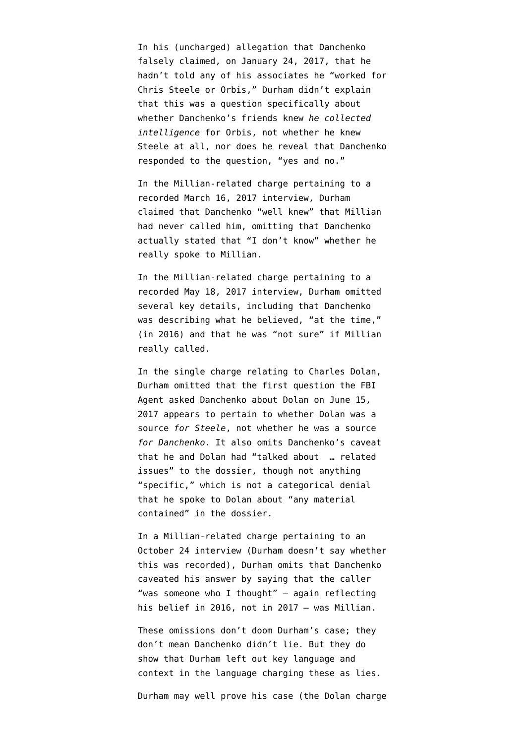In his (uncharged) allegation that Danchenko falsely claimed, on January 24, 2017, that he hadn't told any of his associates he "worked for Chris Steele or Orbis," Durham didn't explain that this was a question specifically about whether Danchenko's friends knew *he collected intelligence* for Orbis, not whether he knew Steele at all, nor does he reveal that Danchenko responded to the question, "yes and no."

In the Millian-related charge pertaining to a recorded March 16, 2017 interview, Durham claimed that Danchenko "well knew" that Millian had never called him, omitting that Danchenko actually stated that "I don't know" whether he really spoke to Millian.

In the Millian-related charge pertaining to a recorded May 18, 2017 interview, Durham omitted several key details, including that Danchenko was describing what he believed, "at the time," (in 2016) and that he was "not sure" if Millian really called.

In the single charge relating to Charles Dolan, Durham omitted that the first question the FBI Agent asked Danchenko about Dolan on June 15, 2017 appears to pertain to whether Dolan was a source *for Steele*, not whether he was a source *for Danchenko*. It also omits Danchenko's caveat that he and Dolan had "talked about … related issues" to the dossier, though not anything "specific," which is not a categorical denial that he spoke to Dolan about "any material contained" in the dossier.

In a Millian-related charge pertaining to an October 24 interview (Durham doesn't say whether this was recorded), Durham omits that Danchenko caveated his answer by saying that the caller "was someone who I thought" — again reflecting his belief in 2016, not in 2017 — was Millian.

These omissions don't doom Durham's case; they don't mean Danchenko didn't lie. But they do show that Durham left out key language and context in the language charging these as lies.

Durham may well prove his case (the Dolan charge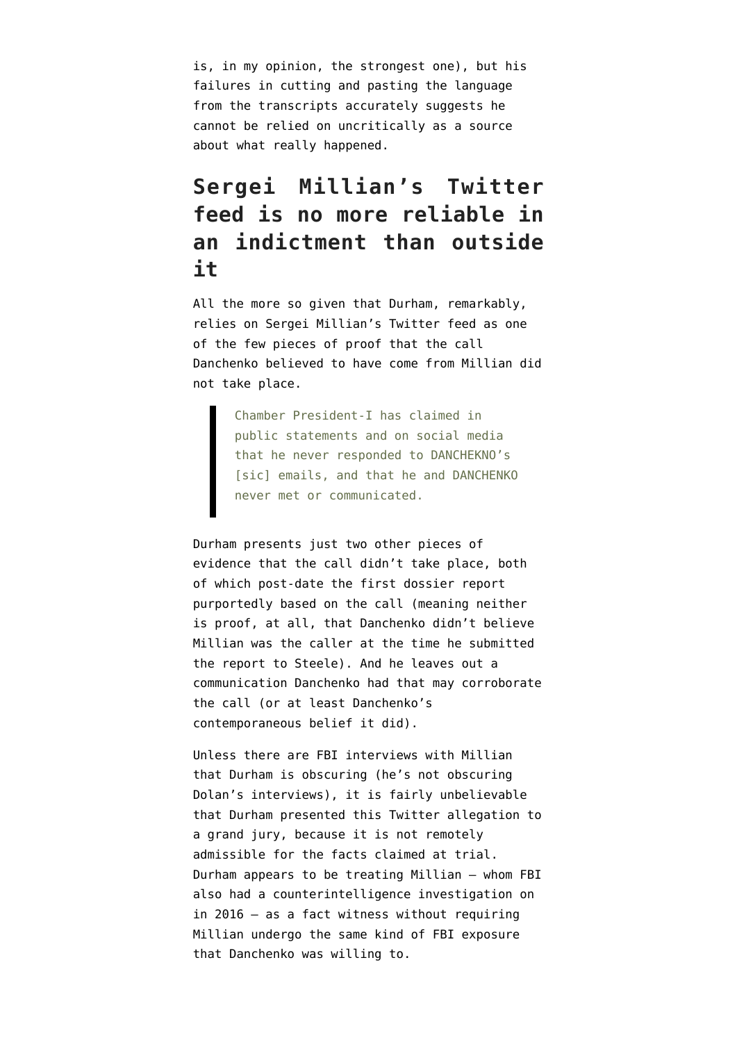is, in my opinion, the strongest one), but his failures in cutting and pasting the language from the transcripts accurately suggests he cannot be relied on uncritically as a source about what really happened.

## Sergei Millian's Twitter feed is no more reliable in an indictment than outside it

All the more so given that Durham, remarkably, relies on Sergei Millian's Twitter feed as one of the few pieces of proof that the call Danchenko believed to have come from Millian did not take place.

> Chamber President-I has claimed in public statements and on social media that he never responded to DANCHEKNO's [sic] emails, and that he and DANCHENKO never met or communicated.

Durham presents just two other pieces of evidence that the call didn't take place, both of which post-date the first dossier report purportedly based on the call (meaning neither is proof, at all, that Danchenko didn't believe Millian was the caller at the time he submitted the report to Steele). And he leaves out a communication Danchenko had that may corroborate the call (or at least Danchenko's contemporaneous belief it did).

Unless there are FBI interviews with Millian that Durham is obscuring (he's not obscuring Dolan's interviews), it is fairly unbelievable that Durham presented this Twitter allegation to a grand jury, because it is not remotely admissible for the facts claimed at trial. Durham appears to be treating Millian — whom FBI also had a counterintelligence investigation on in 2016 — as a fact witness without requiring Millian undergo the same kind of FBI exposure that Danchenko was willing to.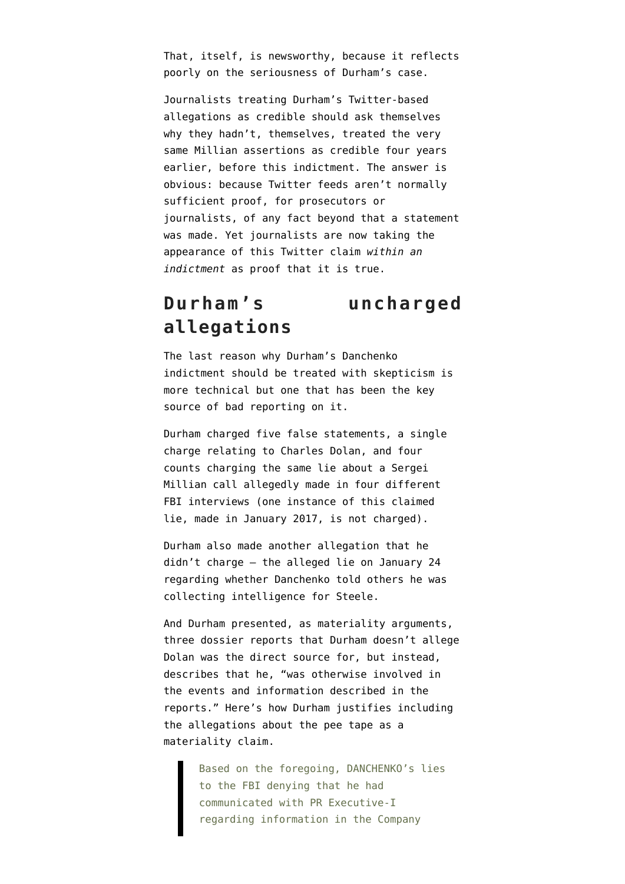That, itself, is newsworthy, because it reflects poorly on the seriousness of Durham's case.

Journalists treating Durham's Twitter-based allegations as credible should ask themselves why they hadn't, themselves, treated the very same Millian assertions as credible four years earlier, before this indictment. The answer is obvious: because Twitter feeds aren't normally sufficient proof, for prosecutors or journalists, of any fact beyond that a statement was made. Yet journalists are now taking the appearance of this Twitter claim *within an indictment* as proof that it is true.

## Durham's uncharged allegations

The last reason why Durham's Danchenko indictment should be treated with skepticism is more technical but one that has been the key source of bad reporting on it.

Durham charged five false statements, a single charge relating to Charles Dolan, and four counts charging the same lie about a Sergei Millian call allegedly made in four different FBI interviews (one instance of this claimed lie, made in January 2017, is not charged).

Durham also made another allegation that he didn't charge — the alleged lie on January 24 regarding whether Danchenko told others he was collecting intelligence for Steele.

And Durham presented, as materiality arguments, three dossier reports that Durham doesn't allege Dolan was the direct source for, but instead, describes that he, "was otherwise involved in the events and information described in the reports." Here's how Durham justifies including the allegations about the pee tape as a materiality claim.

> Based on the foregoing, DANCHENKO's lies to the FBI denying that he had communicated with PR Executive-I regarding information in the Company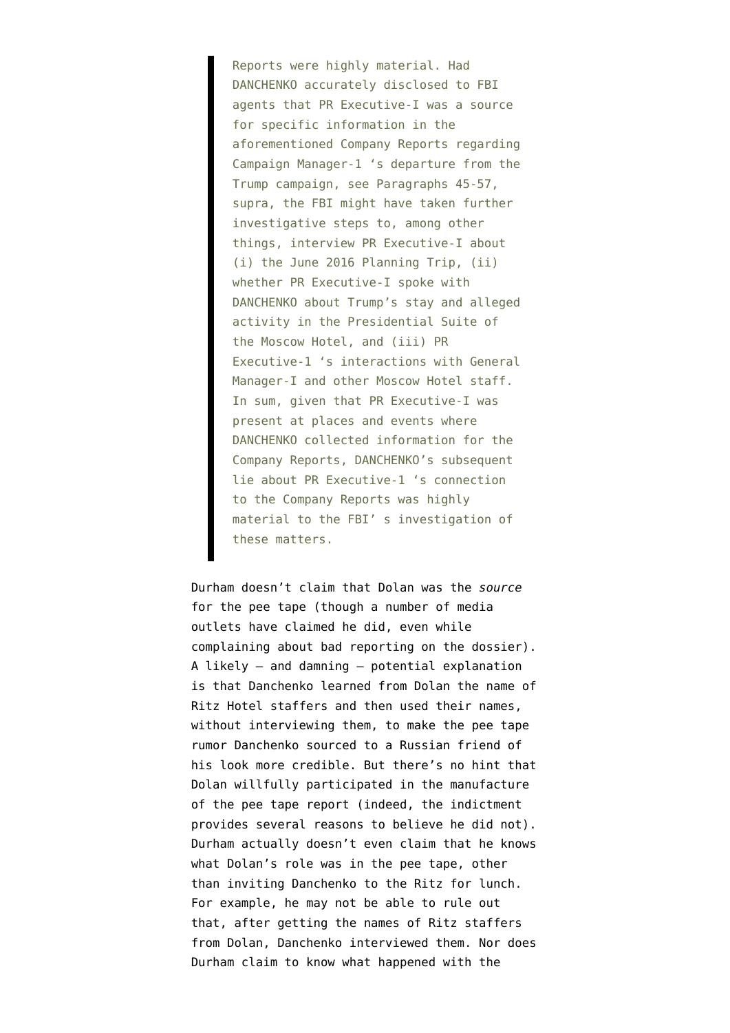> Reports were highly material. Had DANCHENKO accurately disclosed to FBI agents that PR Executive-I was a source for specific information in the aforementioned Company Reports regarding Campaign Manager-1 's departure from the Trump campaign, see Paragraphs 45-57, supra, the FBI might have taken further investigative steps to, among other things, interview PR Executive-I about (i) the June 2016 Planning Trip, (ii) whether PR Executive-I spoke with DANCHENKO about Trump's stay and alleged activity in the Presidential Suite of the Moscow Hotel, and (iii) PR Executive-1 's interactions with General Manager-I and other Moscow Hotel staff. In sum, given that PR Executive-I was present at places and events where DANCHENKO collected information for the Company Reports, DANCHENKO's subsequent lie about PR Executive-1 's connection to the Company Reports was highly material to the FBI' s investigation of these matters.

Durham doesn't claim that Dolan was the *source* for the pee tape (though a number of media outlets have claimed he did, even while complaining about bad reporting on the dossier). A likely — and damning — potential explanation is that Danchenko learned from Dolan the name of Ritz Hotel staffers and then used their names, without interviewing them, to make the pee tape rumor Danchenko sourced to a Russian friend of his look more credible. But there's no hint that Dolan willfully participated in the manufacture of the pee tape report (indeed, the indictment provides several reasons to believe he did not). Durham actually doesn't even claim that he knows what Dolan's role was in the pee tape, other than inviting Danchenko to the Ritz for lunch. For example, he may not be able to rule out that, after getting the names of Ritz staffers from Dolan, Danchenko interviewed them. Nor does Durham claim to know what happened with the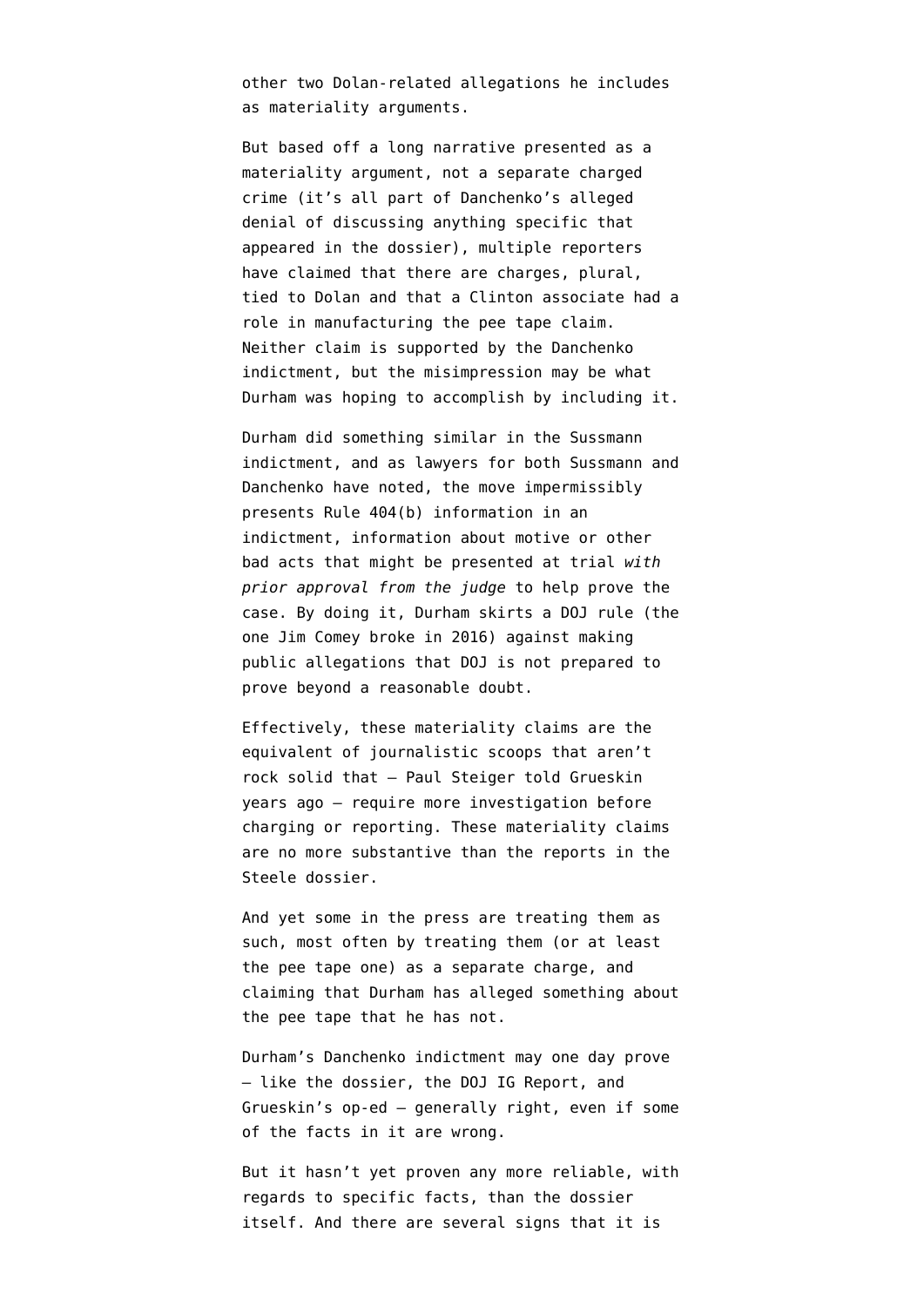other two Dolan-related allegations he includes as materiality arguments.

But based off a long narrative presented as a materiality argument, not a separate charged crime (it's all part of Danchenko's alleged denial of discussing anything specific that appeared in the dossier), multiple reporters have claimed that there are charges, plural, tied to Dolan and that a Clinton associate had a role in manufacturing the pee tape claim. Neither claim is supported by the Danchenko indictment, but the misimpression may be what Durham was hoping to accomplish by including it.

Durham did something similar in the Sussmann indictment, and as lawyers for both Sussmann and Danchenko have noted, the move impermissibly presents Rule 404(b) information in an indictment, information about motive or other bad acts that might be presented at trial *with prior approval from the judge* to help prove the case. By doing it, Durham skirts a DOJ rule (the one Jim Comey broke in 2016) against making public allegations that DOJ is not prepared to prove beyond a reasonable doubt.

Effectively, these materiality claims are the equivalent of journalistic scoops that aren't rock solid that — Paul Steiger told Grueskin years ago — require more investigation before charging or reporting. These materiality claims are no more substantive than the reports in the Steele dossier.

And yet some in the press are treating them as such, most often by treating them (or at least the pee tape one) as a separate charge, and claiming that Durham has alleged something about the pee tape that he has not.

Durham's Danchenko indictment may one day prove — like the dossier, the DOJ IG Report, and Grueskin's op-ed — generally right, even if some of the facts in it are wrong.

But it hasn't yet proven any more reliable, with regards to specific facts, than the dossier itself. And there are several signs that it is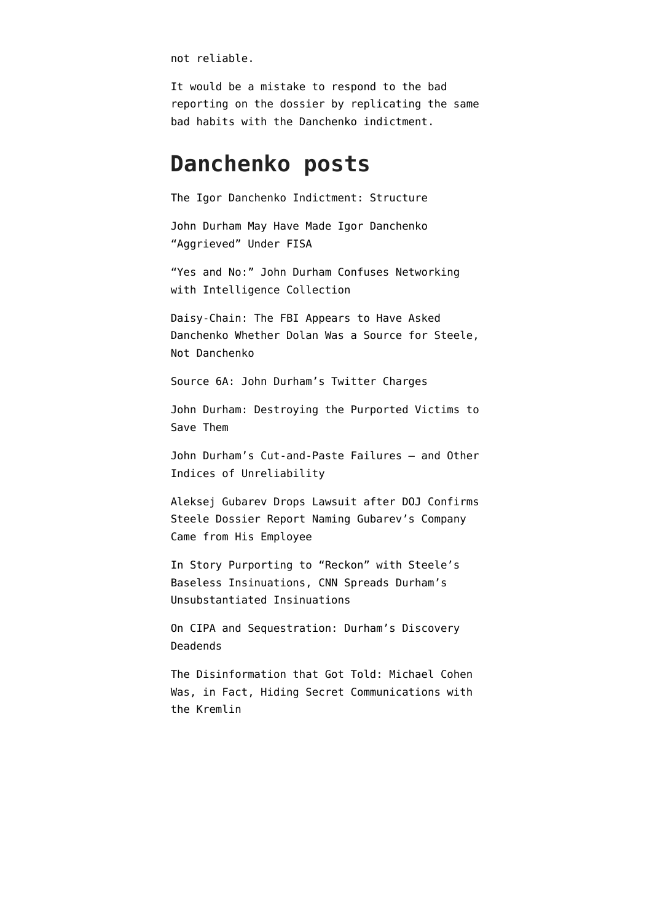not reliable.

It would be a mistake to respond to the bad reporting on the dossier by replicating the same bad habits with the Danchenko indictment.

## Danchenko posts

The Igor Danchenko Indictment: Structure

John Durham May Have Made Igor Danchenko "Aggrieved" Under FISA

"Yes and No:" John Durham Confuses Networking with Intelligence Collection

Daisy-Chain: The FBI Appears to Have Asked Danchenko Whether Dolan Was a Source for Steele, Not Danchenko

Source 6A: John Durham's Twitter Charges

John Durham: Destroying the Purported Victims to Save Them

John Durham's Cut-and-Paste Failures — and Other Indices of Unreliability

Aleksej Gubarev Drops Lawsuit after DOJ Confirms Steele Dossier Report Naming Gubarev's Company Came from His Employee

In Story Purporting to "Reckon" with Steele's Baseless Insinuations, CNN Spreads Durham's Unsubstantiated Insinuations

On CIPA and Sequestration: Durham's Discovery Deadends

The Disinformation that Got Told: Michael Cohen Was, in Fact, Hiding Secret Communications with the Kremlin